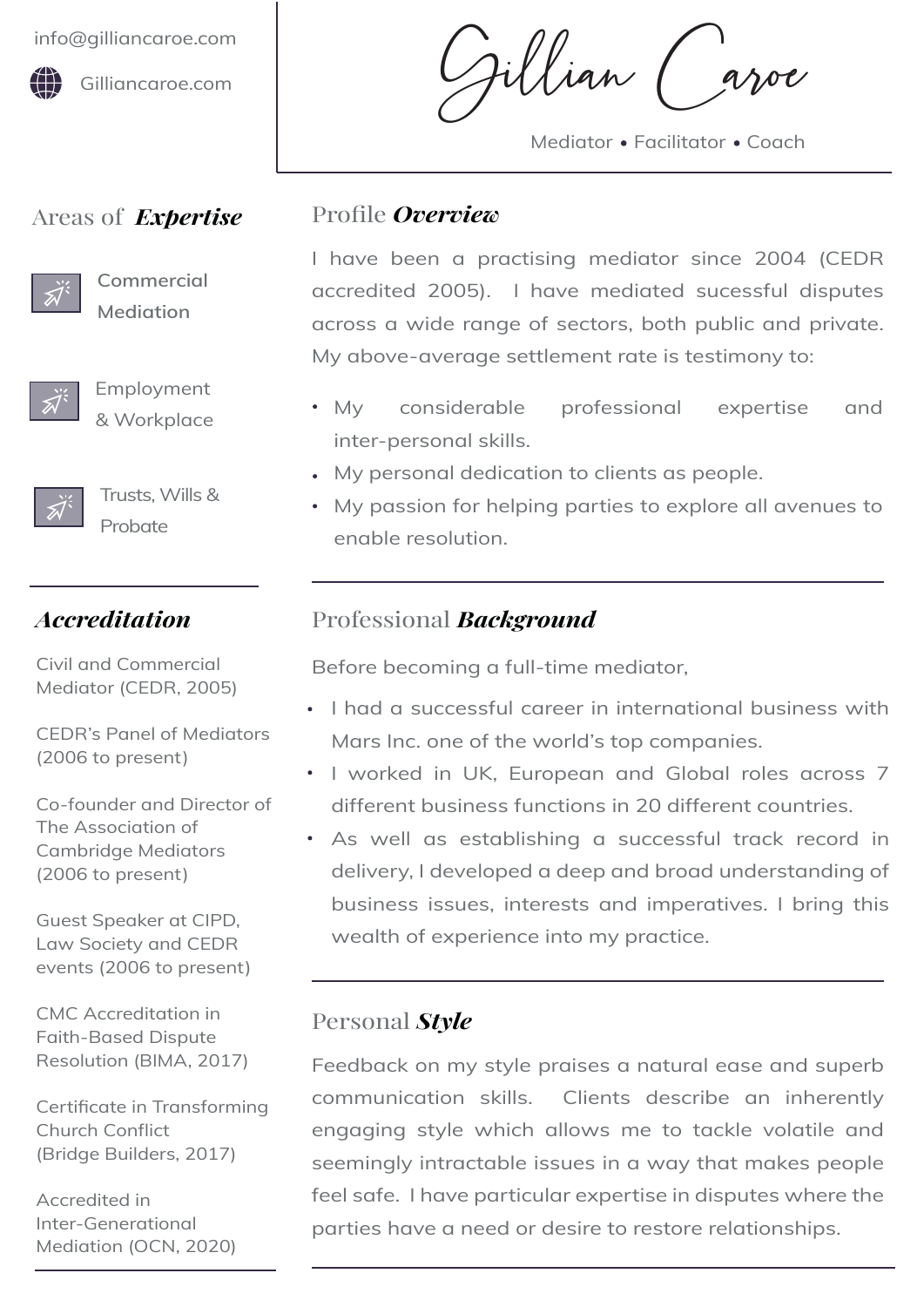info@gilliancaroe.com

Gilliancaroe.com

# Gillian Caroe

Mediator • Facilitator • Coach

## Areas of *Expertise*

- Commercial Mediation
- Employment & Workplace
- Trusts, Wills & Probate

## *Accreditation*

Civil and Commercial Mediator (CEDR, 2005)

CEDR's Panel of Mediators (2006 to present)

Co-founder and Director of The Association of Cambridge Mediators (2006 to present)

Guest Speaker at CIPD, Law Society and CEDR events (2006 to present)

CMC Accreditation in Faith-Based Dispute Resolution (BIMA, 2017)

Certificate in Transforming Church Conflict (Bridge Builders, 2017)

Accredited in Inter-Generational Mediation (OCN, 2020)

## Profile *Overview*

I have been a practising mediator since 2004 (CEDR accredited 2005). I have mediated sucessful disputes across a wide range of sectors, both public and private. My above-average settlement rate is testimony to:

- My considerable professional expertise and inter-personal skills.
- My personal dedication to clients as people.
- My passion for helping parties to explore all avenues to enable resolution.

## Professional *Background*

Before becoming a full-time mediator,

- I had a successful career in international business with Mars Inc. one of the world's top companies.
- I worked in UK, European and Global roles across 7 different business functions in 20 different countries.
- As well as establishing a successful track record in delivery, I developed a deep and broad understanding of business issues, interests and imperatives. I bring this wealth of experience into my practice.

## Personal *Style*

Feedback on my style praises a natural ease and superb communication skills. Clients describe an inherently engaging style which allows me to tackle volatile and seemingly intractable issues in a way that makes people feel safe. I have particular expertise in disputes where the parties have a need or desire to restore relationships.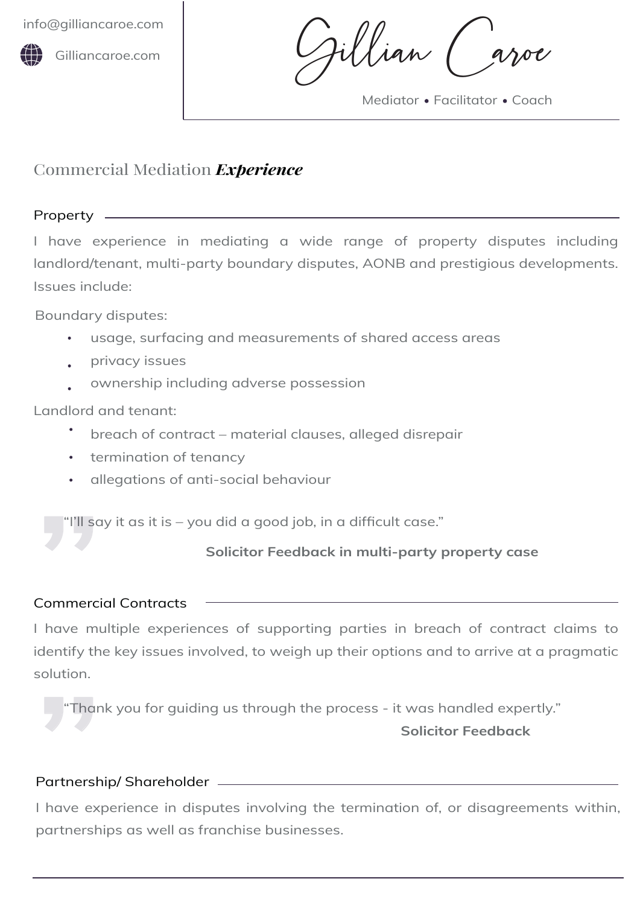info@gilliancaroe.com

Gilliancaroe.com

# Gillian Caroe

Mediator • Facilitator • Coach

## Commercial Mediation ***Experience***

### Property

I have experience in mediating a wide range of property disputes including landlord/tenant, multi-party boundary disputes, AONB and prestigious developments. Issues include:

Boundary disputes:

- usage, surfacing and measurements of shared access areas
- privacy issues
- ownership including adverse possession

Landlord and tenant:

- breach of contract – material clauses, alleged disrepair
- termination of tenancy
- allegations of anti-social behaviour

> "I'll say it as it is – you did a good job, in a difficult case."
>
> **Solicitor Feedback in multi-party property case**

### Commercial Contracts

I have multiple experiences of supporting parties in breach of contract claims to identify the key issues involved, to weigh up their options and to arrive at a pragmatic solution.

> "Thank you for guiding us through the process - it was handled expertly."
>
> **Solicitor Feedback**

### Partnership/ Shareholder

I have experience in disputes involving the termination of, or disagreements within, partnerships as well as franchise businesses.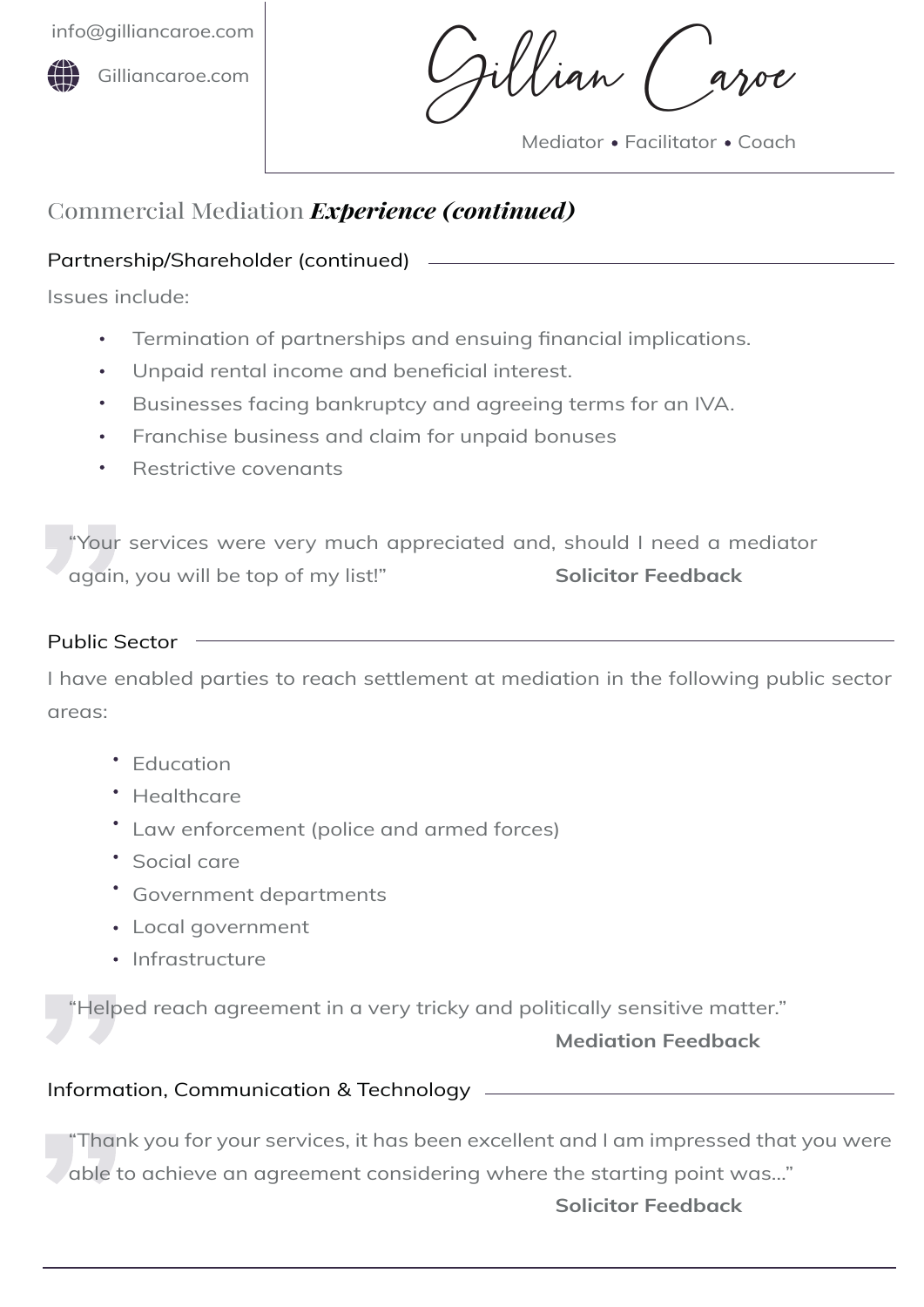info@gilliancaroe.com

Gilliancaroe.com

# Gillian Caroe

Mediator • Facilitator • Coach

## Commercial Mediation ***Experience (continued)***

### Partnership/Shareholder (continued)

Issues include:

- Termination of partnerships and ensuing financial implications.
- Unpaid rental income and beneficial interest.
- Businesses facing bankruptcy and agreeing terms for an IVA.
- Franchise business and claim for unpaid bonuses
- Restrictive covenants

> “Your services were very much appreciated and, should I need a mediator again, you will be top of my list!” **Solicitor Feedback**

### Public Sector

I have enabled parties to reach settlement at mediation in the following public sector areas:

- Education
- Healthcare
- Law enforcement (police and armed forces)
- Social care
- Government departments
- Local government
- Infrastructure

> “Helped reach agreement in a very tricky and politically sensitive matter.” **Mediation Feedback**

### Information, Communication & Technology

> “Thank you for your services, it has been excellent and I am impressed that you were able to achieve an agreement considering where the starting point was...” **Solicitor Feedback**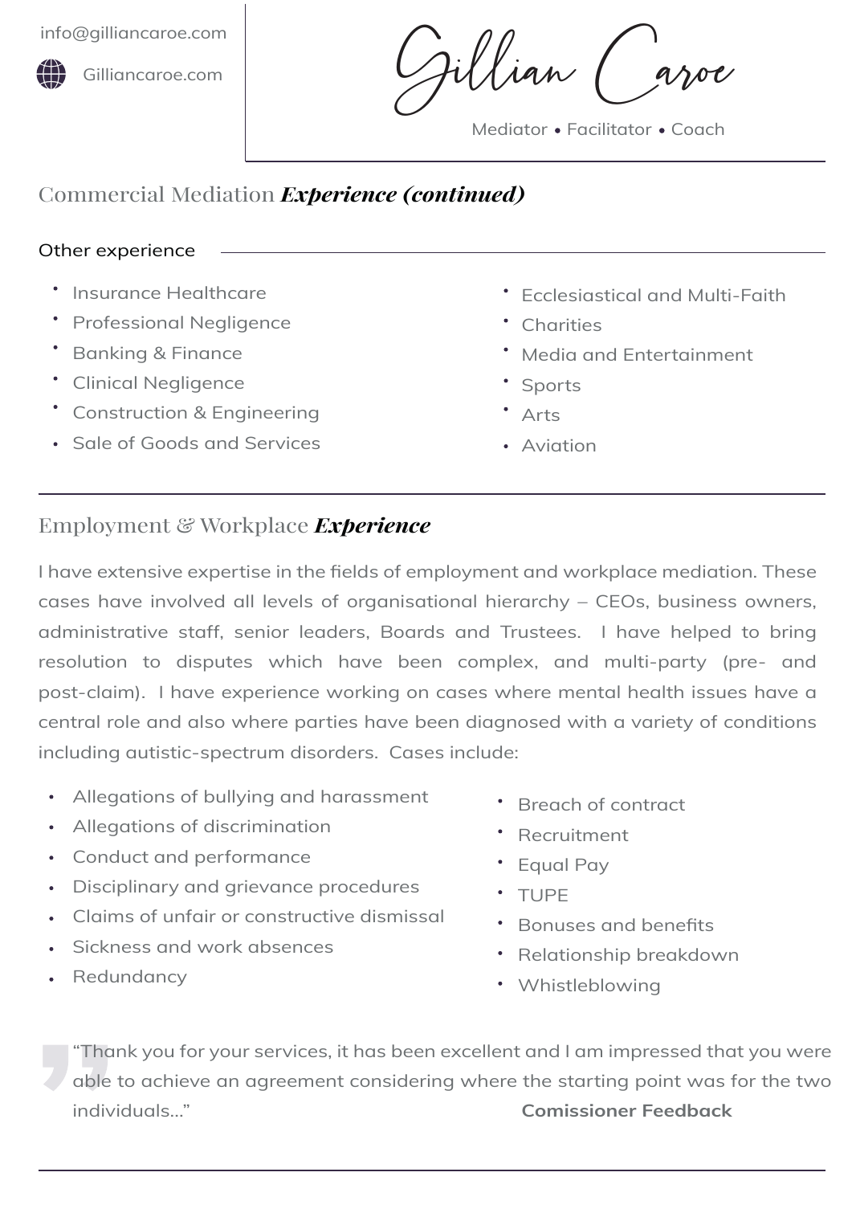info@gilliancaroe.com

Gilliancaroe.com

# Gillian Caroe

Mediator • Facilitator • Coach

## Commercial Mediation *Experience (continued)*

### Other experience

- Insurance Healthcare
- Professional Negligence
- Banking & Finance
- Clinical Negligence
- Construction & Engineering
- Sale of Goods and Services
- Ecclesiastical and Multi-Faith
- Charities
- Media and Entertainment
- Sports
- Arts
- Aviation

## Employment & Workplace *Experience*

I have extensive expertise in the fields of employment and workplace mediation. These cases have involved all levels of organisational hierarchy – CEOs, business owners, administrative staff, senior leaders, Boards and Trustees. I have helped to bring resolution to disputes which have been complex, and multi-party (pre- and post-claim). I have experience working on cases where mental health issues have a central role and also where parties have been diagnosed with a variety of conditions including autistic-spectrum disorders. Cases include:

- Allegations of bullying and harassment
- Allegations of discrimination
- Conduct and performance
- Disciplinary and grievance procedures
- Claims of unfair or constructive dismissal
- Sickness and work absences
- Redundancy
- Breach of contract
- Recruitment
- Equal Pay
- TUPE
- Bonuses and benefits
- Relationship breakdown
- Whistleblowing

> "Thank you for your services, it has been excellent and I am impressed that you were able to achieve an agreement considering where the starting point was for the two individuals..."
>
> **Comissioner Feedback**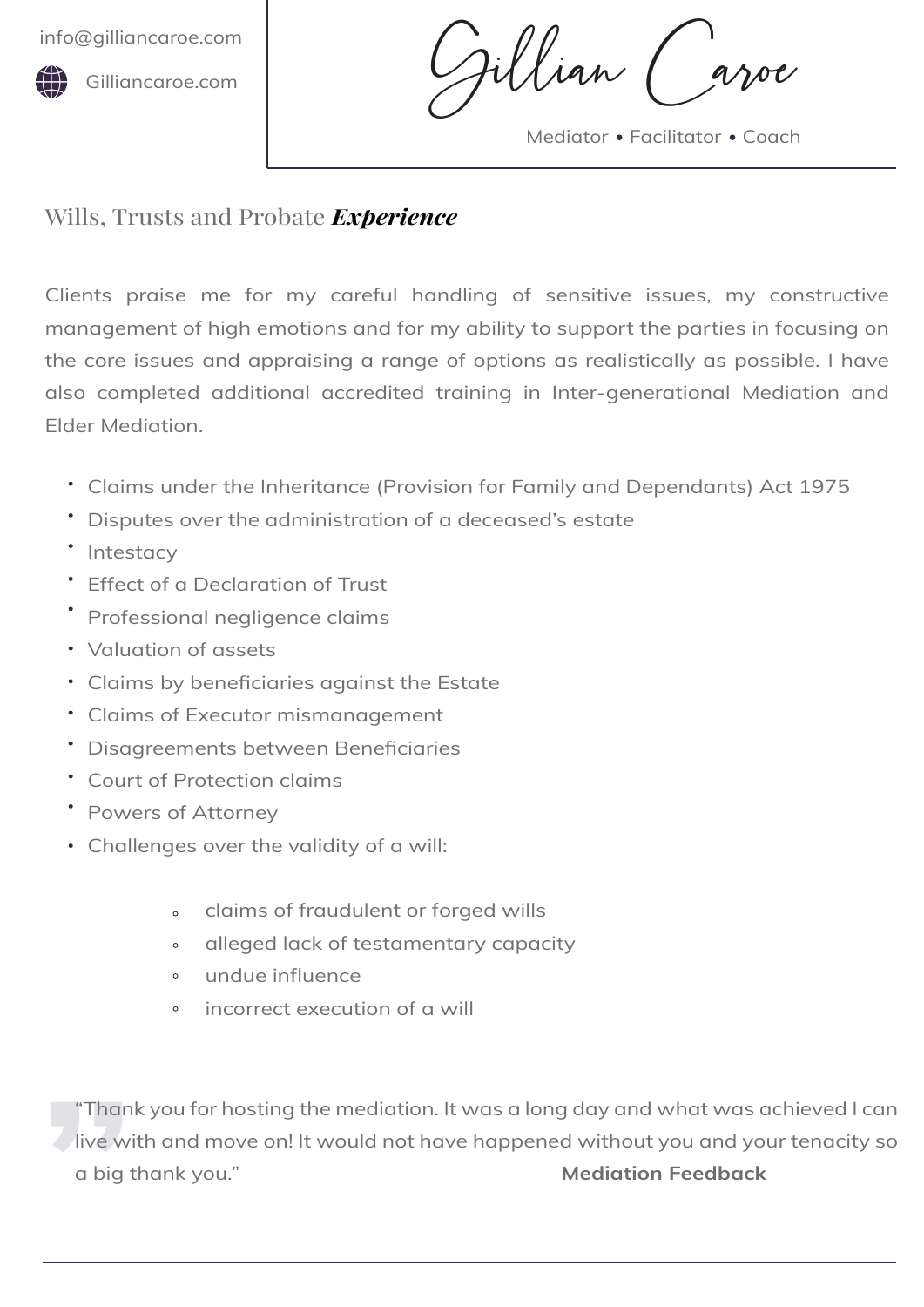info@gilliancaroe.com

Gilliancaroe.com

# Gillian Caroe

Mediator • Facilitator • Coach

## Wills, Trusts and Probate ***Experience***

Clients praise me for my careful handling of sensitive issues, my constructive management of high emotions and for my ability to support the parties in focusing on the core issues and appraising a range of options as realistically as possible. I have also completed additional accredited training in Inter-generational Mediation and Elder Mediation.

- Claims under the Inheritance (Provision for Family and Dependants) Act 1975
- Disputes over the administration of a deceased's estate
- Intestacy
- Effect of a Declaration of Trust
- Professional negligence claims
- Valuation of assets
- Claims by beneficiaries against the Estate
- Claims of Executor mismanagement
- Disagreements between Beneficiaries
- Court of Protection claims
- Powers of Attorney
- Challenges over the validity of a will:
  - claims of fraudulent or forged wills
  - alleged lack of testamentary capacity
  - undue influence
  - incorrect execution of a will

"Thank you for hosting the mediation. It was a long day and what was achieved I can live with and move on! It would not have happened without you and your tenacity so a big thank you." **Mediation Feedback**